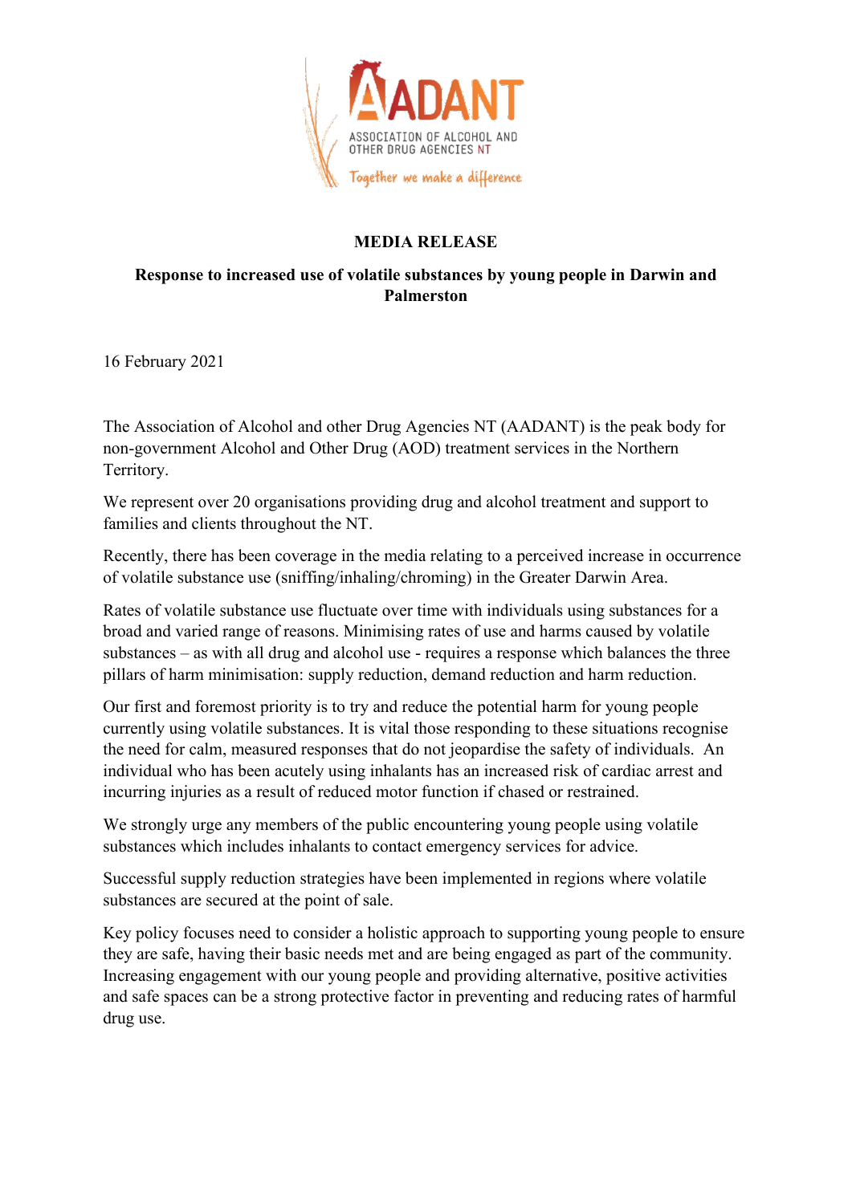AADANT

ASSOCIATION OF ALCOHOL AND OTHER DRUG AGENCIES NT

*Together we make a difference*

**MEDIA RELEASE**

**Response to increased use of volatile substances by young people in Darwin and Palmerston**

16 February 2021

The Association of Alcohol and other Drug Agencies NT (AADANT) is the peak body for non-government Alcohol and Other Drug (AOD) treatment services in the Northern Territory.

We represent over 20 organisations providing drug and alcohol treatment and support to families and clients throughout the NT.

Recently, there has been coverage in the media relating to a perceived increase in occurrence of volatile substance use (sniffing/inhaling/chroming) in the Greater Darwin Area.

Rates of volatile substance use fluctuate over time with individuals using substances for a broad and varied range of reasons. Minimising rates of use and harms caused by volatile substances – as with all drug and alcohol use - requires a response which balances the three pillars of harm minimisation: supply reduction, demand reduction and harm reduction.

Our first and foremost priority is to try and reduce the potential harm for young people currently using volatile substances. It is vital those responding to these situations recognise the need for calm, measured responses that do not jeopardise the safety of individuals. An individual who has been acutely using inhalants has an increased risk of cardiac arrest and incurring injuries as a result of reduced motor function if chased or restrained.

We strongly urge any members of the public encountering young people using volatile substances which includes inhalants to contact emergency services for advice.

Successful supply reduction strategies have been implemented in regions where volatile substances are secured at the point of sale.

Key policy focuses need to consider a holistic approach to supporting young people to ensure they are safe, having their basic needs met and are being engaged as part of the community. Increasing engagement with our young people and providing alternative, positive activities and safe spaces can be a strong protective factor in preventing and reducing rates of harmful drug use.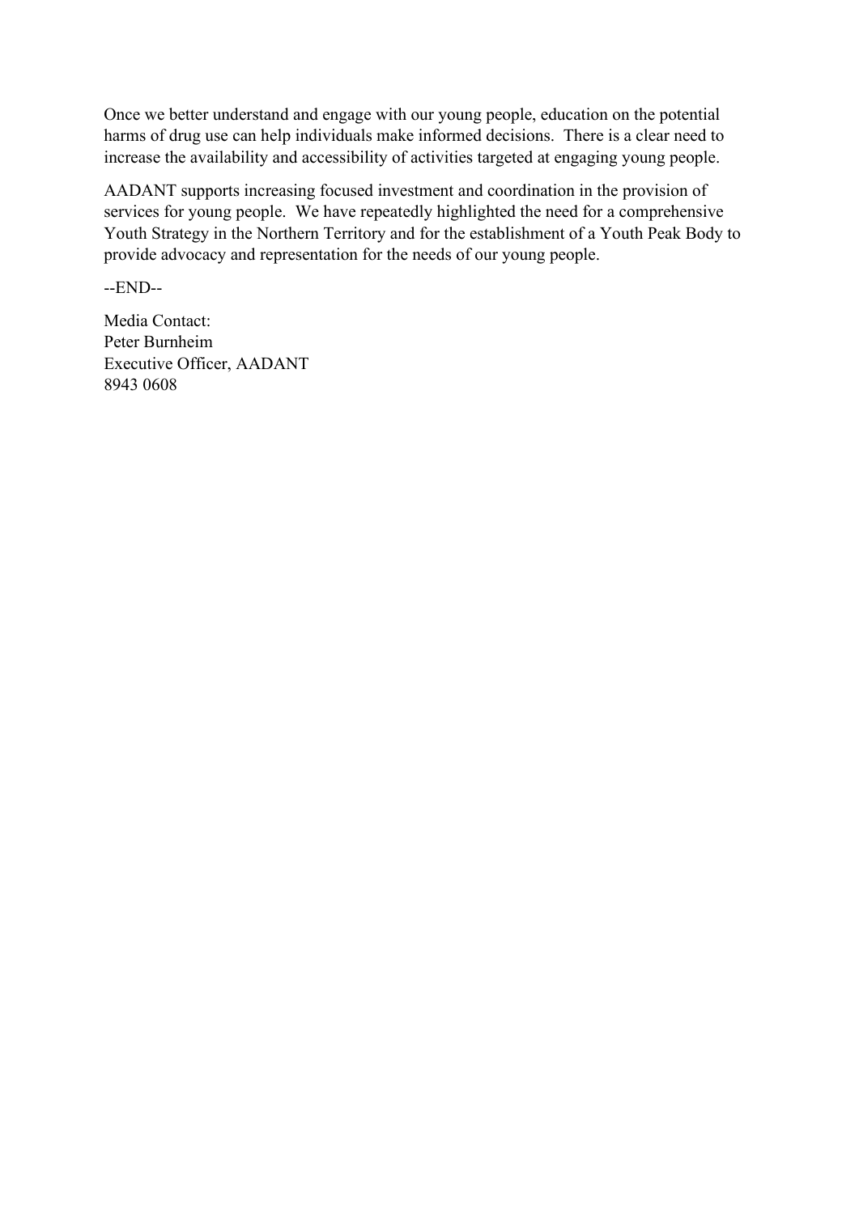Once we better understand and engage with our young people, education on the potential harms of drug use can help individuals make informed decisions. There is a clear need to increase the availability and accessibility of activities targeted at engaging young people.

AADANT supports increasing focused investment and coordination in the provision of services for young people. We have repeatedly highlighted the need for a comprehensive Youth Strategy in the Northern Territory and for the establishment of a Youth Peak Body to provide advocacy and representation for the needs of our young people.

--END--

Media Contact:
Peter Burnheim
Executive Officer, AADANT
8943 0608